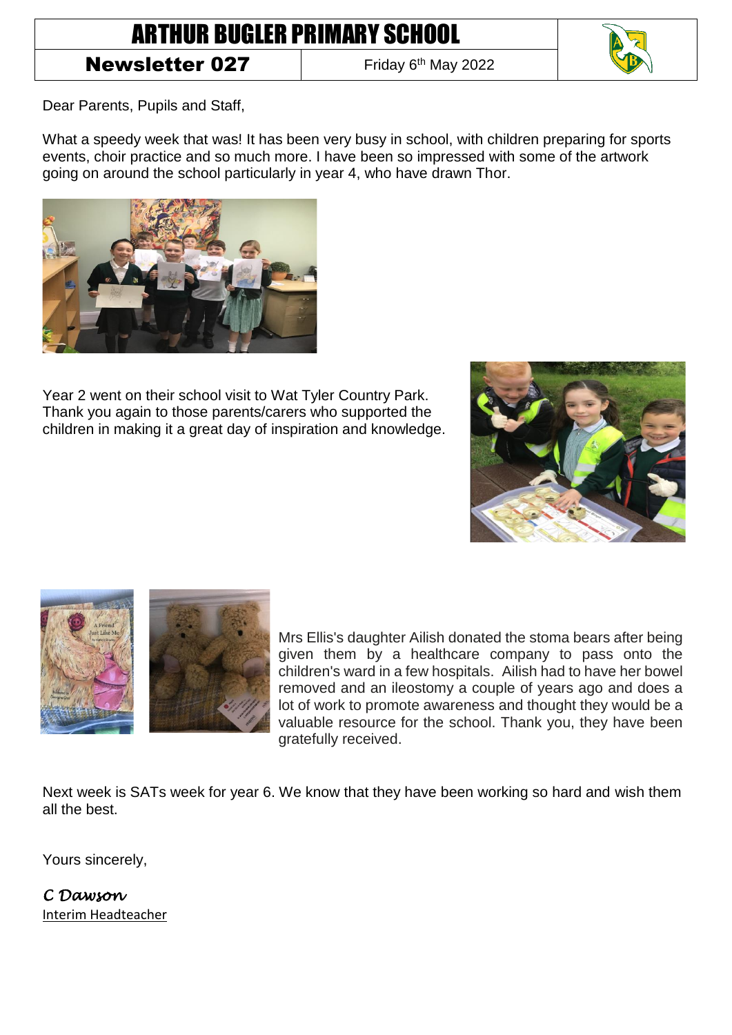# ARTHUR BUGLER PRIMARY SCHOOL

**Newsletter 027** Friday 6th May 2022

Dear Parents, Pupils and Staff,

What a speedy week that was! It has been very busy in school, with children preparing for sports events, choir practice and so much more. I have been so impressed with some of the artwork going on around the school particularly in year 4, who have drawn Thor.

Year 2 went on their school visit to Wat Tyler Country Park. Thank you again to those parents/carers who supported the children in making it a great day of inspiration and knowledge.

Mrs Ellis's daughter Ailish donated the stoma bears after being given them by a healthcare company to pass onto the children's ward in a few hospitals. Ailish had to have her bowel removed and an ileostomy a couple of years ago and does a lot of work to promote awareness and thought they would be a valuable resource for the school. Thank you, they have been gratefully received.

Next week is SATs week for year 6. We know that they have been working so hard and wish them all the best.

Yours sincerely,

*C Dawson*

Interim Headteacher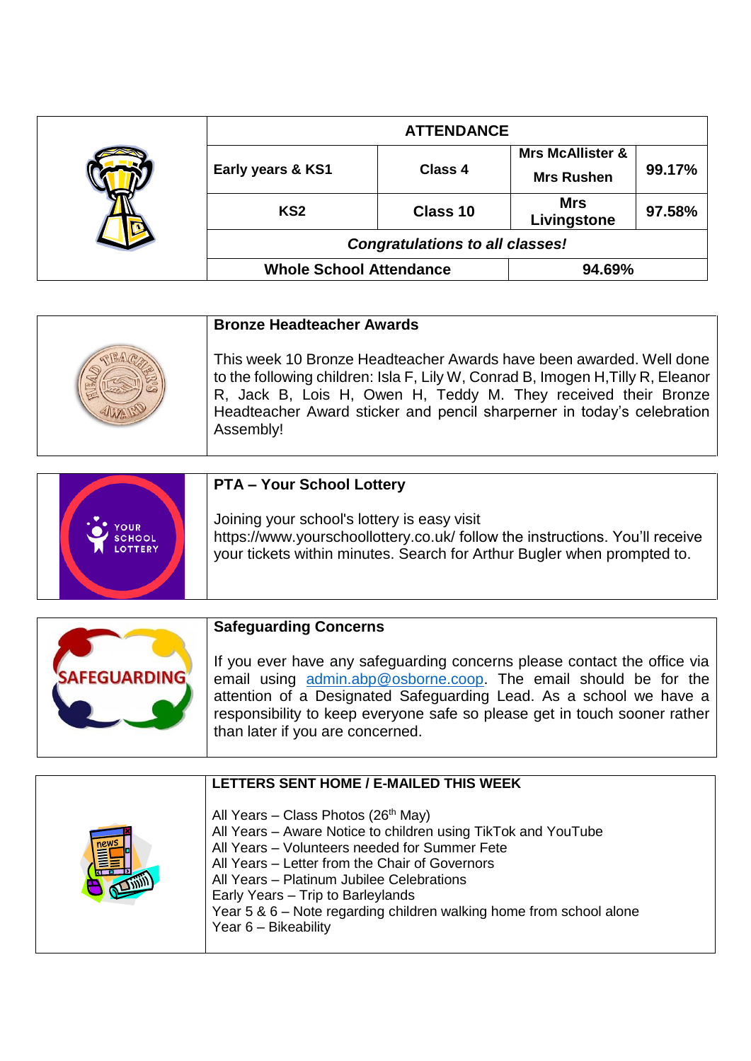| ATTENDANCE | | | |
|---|---|---|---|
| Early years & KS1 | Class 4 | Mrs McAllister & Mrs Rushen | 99.17% |
| KS2 | Class 10 | Mrs Livingstone | 97.58% |
| *Congratulations to all classes!* | | | |
| Whole School Attendance | | 94.69% | |

**Bronze Headteacher Awards**

This week 10 Bronze Headteacher Awards have been awarded. Well done to the following children: Isla F, Lily W, Conrad B, Imogen H, Tilly R, Eleanor R, Jack B, Lois H, Owen H, Teddy M. They received their Bronze Headteacher Award sticker and pencil sharpener in today's celebration Assembly!

**PTA – Your School Lottery**

Joining your school's lottery is easy visit https://www.yourschoollottery.co.uk/ follow the instructions. You'll receive your tickets within minutes. Search for Arthur Bugler when prompted to.

**Safeguarding Concerns**

If you ever have any safeguarding concerns please contact the office via email using admin.abp@osborne.coop. The email should be for the attention of a Designated Safeguarding Lead. As a school we have a responsibility to keep everyone safe so please get in touch sooner rather than later if you are concerned.

**LETTERS SENT HOME / E-MAILED THIS WEEK**

All Years – Class Photos (26th May)
All Years – Aware Notice to children using TikTok and YouTube
All Years – Volunteers needed for Summer Fete
All Years – Letter from the Chair of Governors
All Years – Platinum Jubilee Celebrations
Early Years – Trip to Barleylands
Year 5 & 6 – Note regarding children walking home from school alone
Year 6 – Bikeability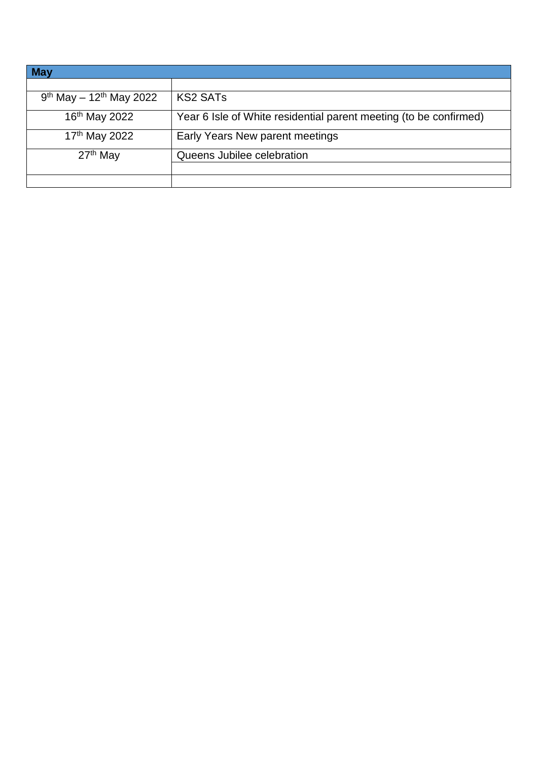| May | |
|---|---|
| | |
| 9th May – 12th May 2022 | KS2 SATs |
| 16th May 2022 | Year 6 Isle of White residential parent meeting (to be confirmed) |
| 17th May 2022 | Early Years New parent meetings |
| 27th May | Queens Jubilee celebration |
| | |
| | |